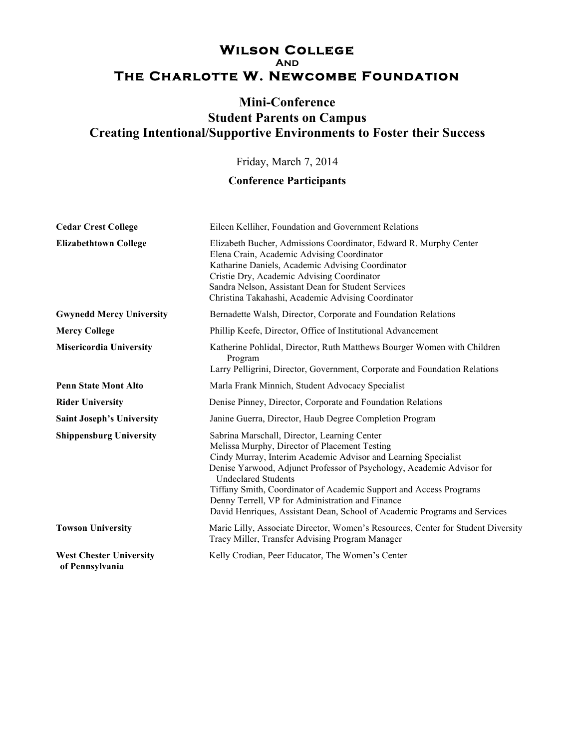# Wilson College
## And
# The Charlotte W. Newcombe Foundation

## Mini-Conference
## Student Parents on Campus
## Creating Intentional/Supportive Environments to Foster their Success

Friday, March 7, 2014

**Conference Participants**

| | |
|---|---|
| **Cedar Crest College** | Eileen Kelliher, Foundation and Government Relations |
| **Elizabethtown College** | Elizabeth Bucher, Admissions Coordinator, Edward R. Murphy Center<br>Elena Crain, Academic Advising Coordinator<br>Katharine Daniels, Academic Advising Coordinator<br>Cristie Dry, Academic Advising Coordinator<br>Sandra Nelson, Assistant Dean for Student Services<br>Christina Takahashi, Academic Advising Coordinator |
| **Gwynedd Mercy University** | Bernadette Walsh, Director, Corporate and Foundation Relations |
| **Mercy College** | Phillip Keefe, Director, Office of Institutional Advancement |
| **Misericordia University** | Katherine Pohlidal, Director, Ruth Matthews Bourger Women with Children Program<br>Larry Pelligrini, Director, Government, Corporate and Foundation Relations |
| **Penn State Mont Alto** | Marla Frank Minnich, Student Advocacy Specialist |
| **Rider University** | Denise Pinney, Director, Corporate and Foundation Relations |
| **Saint Joseph's University** | Janine Guerra, Director, Haub Degree Completion Program |
| **Shippensburg University** | Sabrina Marschall, Director, Learning Center<br>Melissa Murphy, Director of Placement Testing<br>Cindy Murray, Interim Academic Advisor and Learning Specialist<br>Denise Yarwood, Adjunct Professor of Psychology, Academic Advisor for Undeclared Students<br>Tiffany Smith, Coordinator of Academic Support and Access Programs<br>Denny Terrell, VP for Administration and Finance<br>David Henriques, Assistant Dean, School of Academic Programs and Services |
| **Towson University** | Marie Lilly, Associate Director, Women's Resources, Center for Student Diversity<br>Tracy Miller, Transfer Advising Program Manager |
| **West Chester University of Pennsylvania** | Kelly Crodian, Peer Educator, The Women's Center |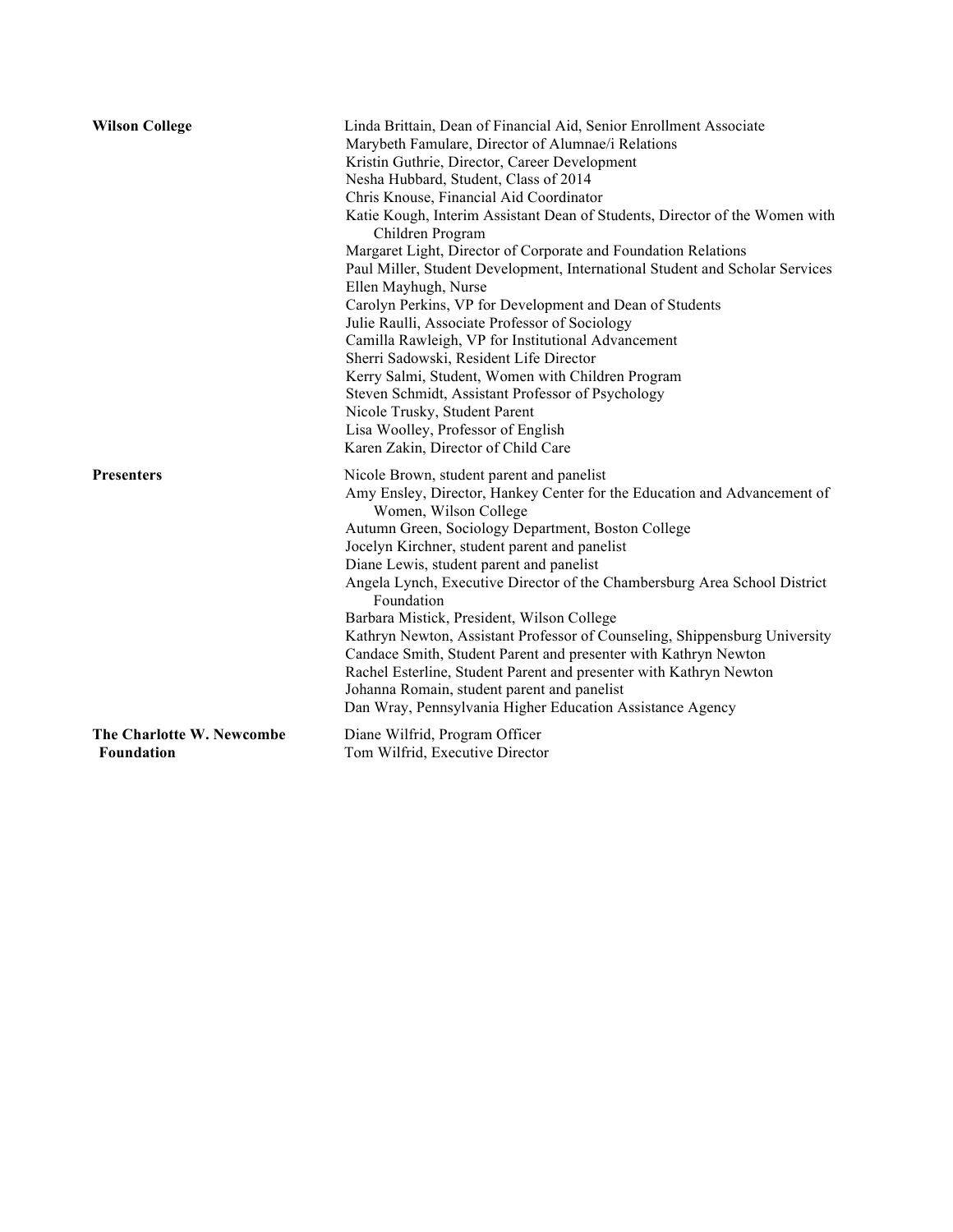**Wilson College**

Linda Brittain, Dean of Financial Aid, Senior Enrollment Associate
Marybeth Famulare, Director of Alumnae/i Relations
Kristin Guthrie, Director, Career Development
Nesha Hubbard, Student, Class of 2014
Chris Knouse, Financial Aid Coordinator
Katie Kough, Interim Assistant Dean of Students, Director of the Women with Children Program
Margaret Light, Director of Corporate and Foundation Relations
Paul Miller, Student Development, International Student and Scholar Services
Ellen Mayhugh, Nurse
Carolyn Perkins, VP for Development and Dean of Students
Julie Raulli, Associate Professor of Sociology
Camilla Rawleigh, VP for Institutional Advancement
Sherri Sadowski, Resident Life Director
Kerry Salmi, Student, Women with Children Program
Steven Schmidt, Assistant Professor of Psychology
Nicole Trusky, Student Parent
Lisa Woolley, Professor of English
Karen Zakin, Director of Child Care

**Presenters**

Nicole Brown, student parent and panelist
Amy Ensley, Director, Hankey Center for the Education and Advancement of Women, Wilson College
Autumn Green, Sociology Department, Boston College
Jocelyn Kirchner, student parent and panelist
Diane Lewis, student parent and panelist
Angela Lynch, Executive Director of the Chambersburg Area School District Foundation
Barbara Mistick, President, Wilson College
Kathryn Newton, Assistant Professor of Counseling, Shippensburg University
Candace Smith, Student Parent and presenter with Kathryn Newton
Rachel Esterline, Student Parent and presenter with Kathryn Newton
Johanna Romain, student parent and panelist
Dan Wray, Pennsylvania Higher Education Assistance Agency

**The Charlotte W. Newcombe Foundation**

Diane Wilfrid, Program Officer
Tom Wilfrid, Executive Director